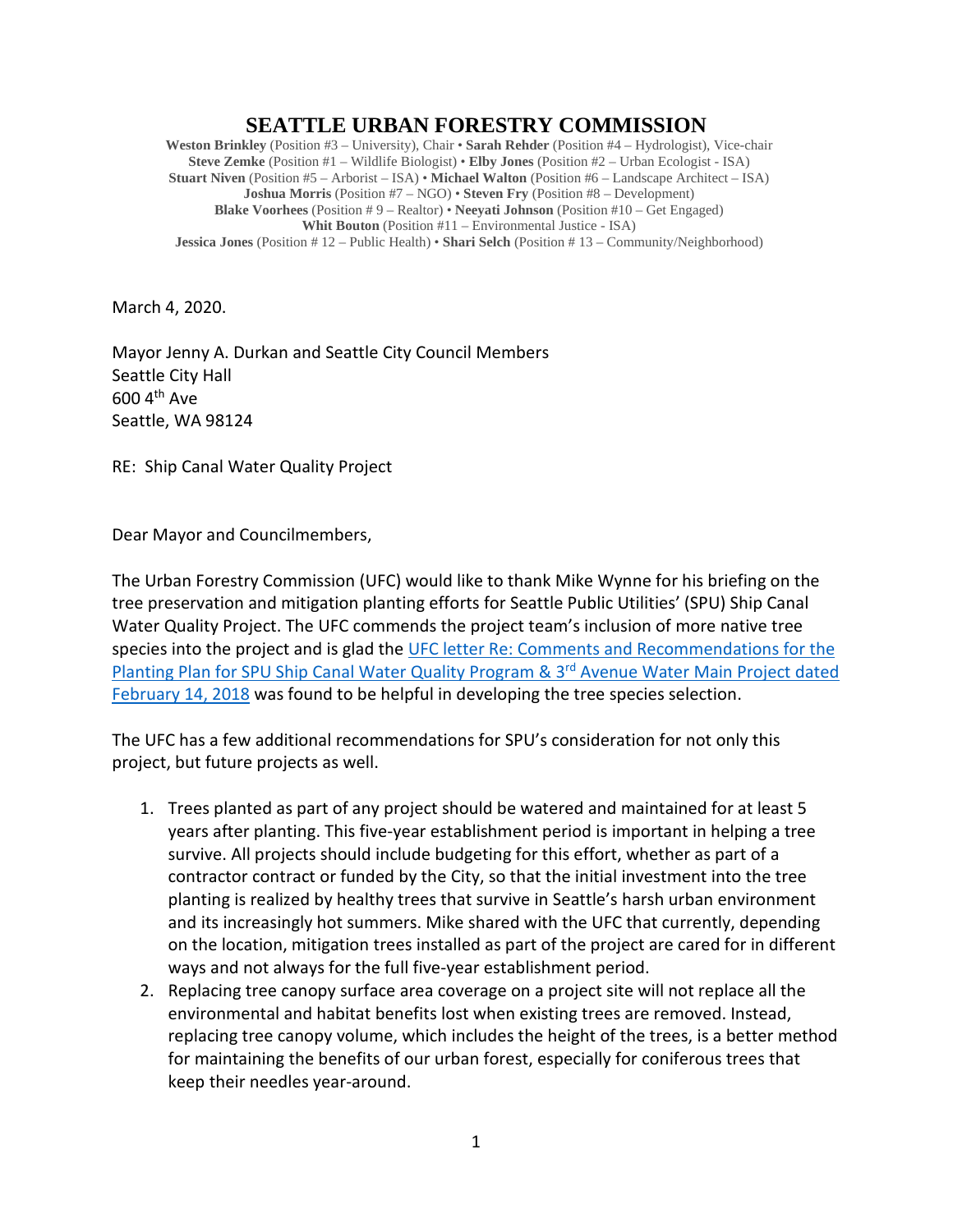# SEATTLE URBAN FORESTRY COMMISSION

**Weston Brinkley** (Position #3 – University), Chair • **Sarah Rehder** (Position #4 – Hydrologist), Vice-chair
**Steve Zemke** (Position #1 – Wildlife Biologist) • **Elby Jones** (Position #2 – Urban Ecologist - ISA)
**Stuart Niven** (Position #5 – Arborist – ISA) • **Michael Walton** (Position #6 – Landscape Architect – ISA)
**Joshua Morris** (Position #7 – NGO) • **Steven Fry** (Position #8 – Development)
**Blake Voorhees** (Position # 9 – Realtor) • **Neeyati Johnson** (Position #10 – Get Engaged)
**Whit Bouton** (Position #11 – Environmental Justice - ISA)
**Jessica Jones** (Position # 12 – Public Health) • **Shari Selch** (Position # 13 – Community/Neighborhood)

March 4, 2020.

Mayor Jenny A. Durkan and Seattle City Council Members
Seattle City Hall
600 4th Ave
Seattle, WA 98124

RE: Ship Canal Water Quality Project

Dear Mayor and Councilmembers,

The Urban Forestry Commission (UFC) would like to thank Mike Wynne for his briefing on the tree preservation and mitigation planting efforts for Seattle Public Utilities' (SPU) Ship Canal Water Quality Project. The UFC commends the project team's inclusion of more native tree species into the project and is glad the UFC letter Re: Comments and Recommendations for the Planting Plan for SPU Ship Canal Water Quality Program & 3rd Avenue Water Main Project dated February 14, 2018 was found to be helpful in developing the tree species selection.

The UFC has a few additional recommendations for SPU's consideration for not only this project, but future projects as well.

1. Trees planted as part of any project should be watered and maintained for at least 5 years after planting. This five-year establishment period is important in helping a tree survive. All projects should include budgeting for this effort, whether as part of a contractor contract or funded by the City, so that the initial investment into the tree planting is realized by healthy trees that survive in Seattle's harsh urban environment and its increasingly hot summers. Mike shared with the UFC that currently, depending on the location, mitigation trees installed as part of the project are cared for in different ways and not always for the full five-year establishment period.
2. Replacing tree canopy surface area coverage on a project site will not replace all the environmental and habitat benefits lost when existing trees are removed. Instead, replacing tree canopy volume, which includes the height of the trees, is a better method for maintaining the benefits of our urban forest, especially for coniferous trees that keep their needles year-around.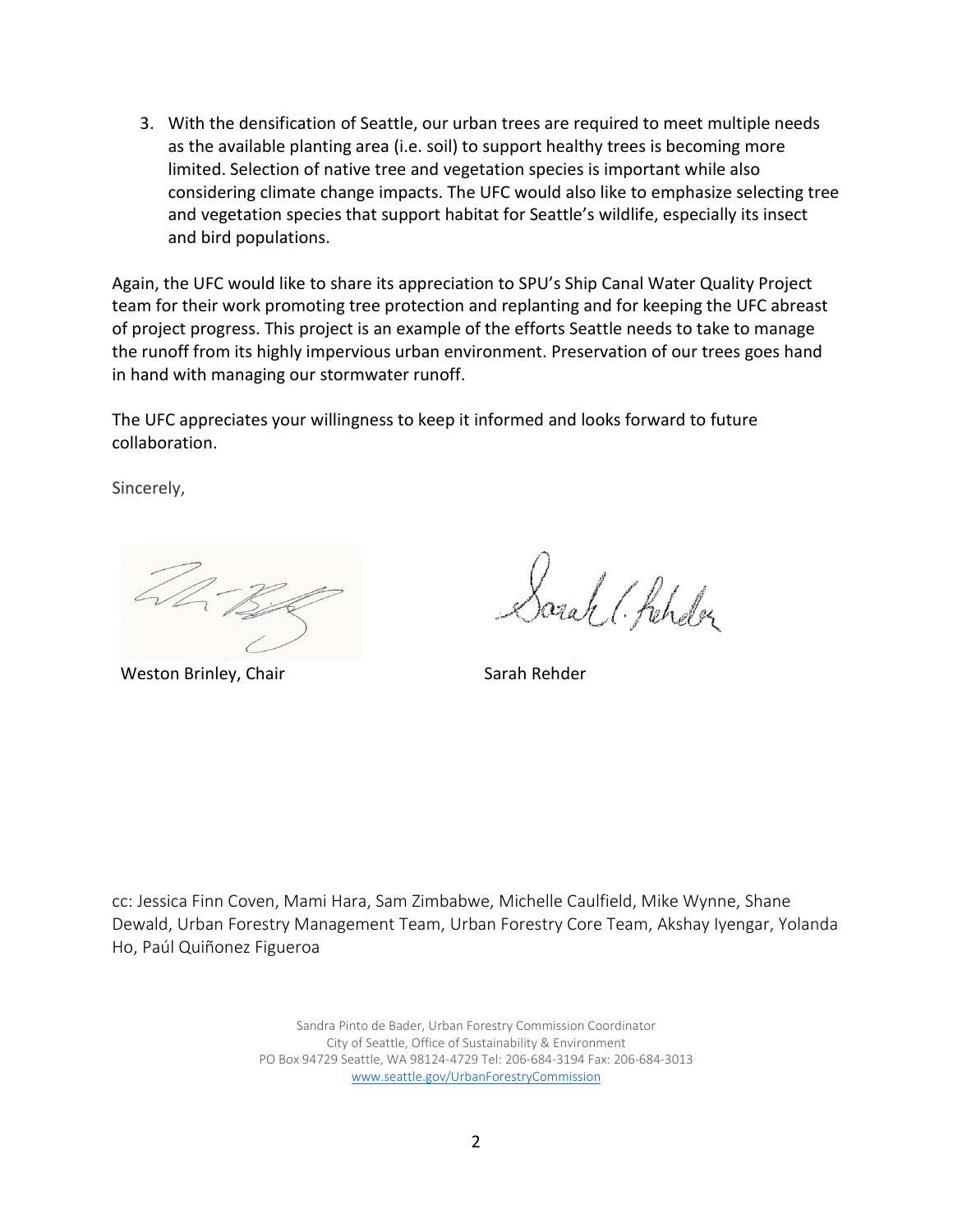3. With the densification of Seattle, our urban trees are required to meet multiple needs as the available planting area (i.e. soil) to support healthy trees is becoming more limited. Selection of native tree and vegetation species is important while also considering climate change impacts. The UFC would also like to emphasize selecting tree and vegetation species that support habitat for Seattle's wildlife, especially its insect and bird populations.

Again, the UFC would like to share its appreciation to SPU's Ship Canal Water Quality Project team for their work promoting tree protection and replanting and for keeping the UFC abreast of project progress. This project is an example of the efforts Seattle needs to take to manage the runoff from its highly impervious urban environment. Preservation of our trees goes hand in hand with managing our stormwater runoff.

The UFC appreciates your willingness to keep it informed and looks forward to future collaboration.

Sincerely,

Weston Brinley, Chair

Sarah Rehder

cc: Jessica Finn Coven, Mami Hara, Sam Zimbabwe, Michelle Caulfield, Mike Wynne, Shane Dewald, Urban Forestry Management Team, Urban Forestry Core Team, Akshay Iyengar, Yolanda Ho, Paúl Quiñonez Figueroa

Sandra Pinto de Bader, Urban Forestry Commission Coordinator
City of Seattle, Office of Sustainability & Environment
PO Box 94729 Seattle, WA 98124-4729 Tel: 206-684-3194 Fax: 206-684-3013
www.seattle.gov/UrbanForestryCommission